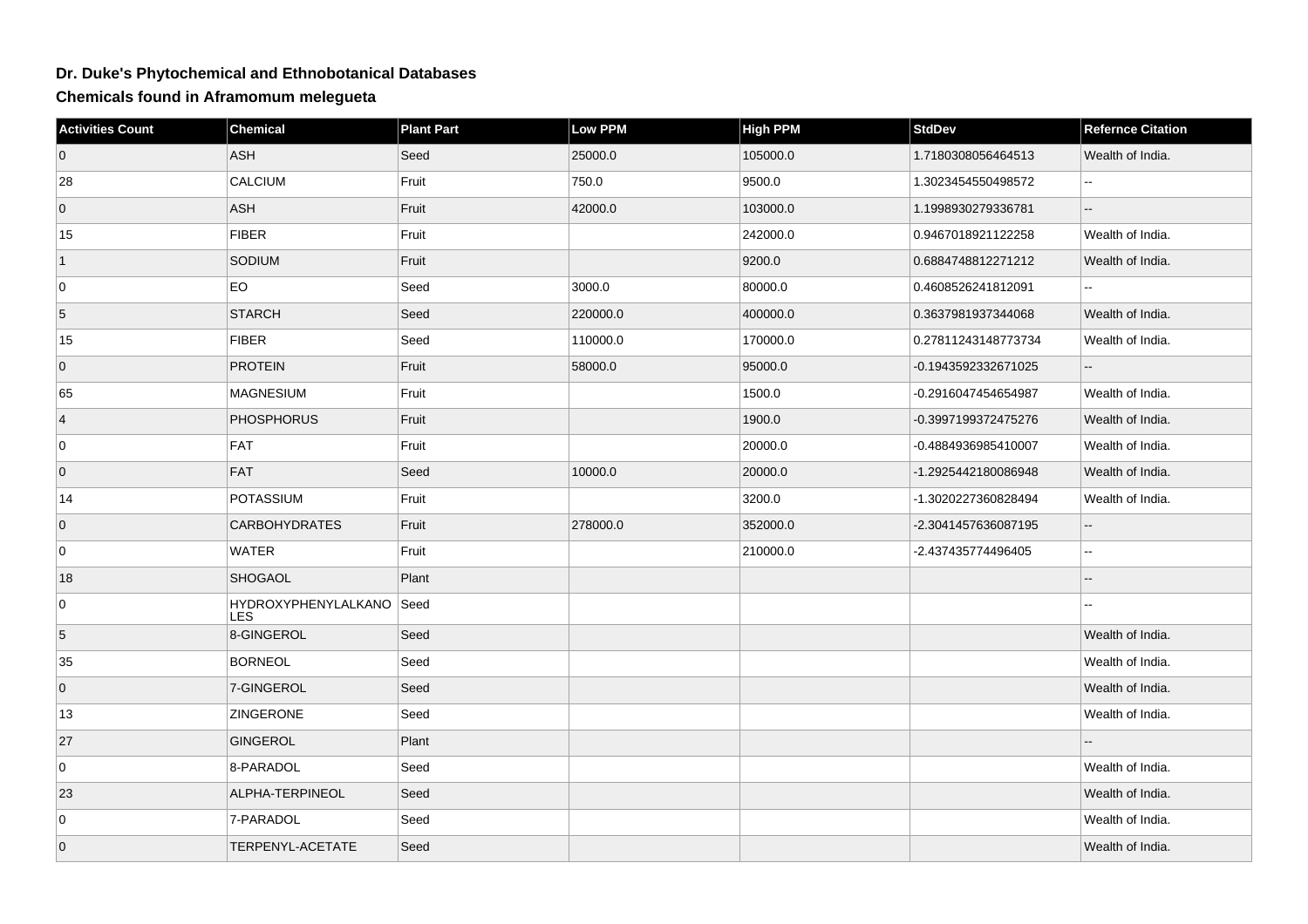# Dr. Duke's Phytochemical and Ethnobotanical Databases

## Chemicals found in Aframomum melegueta

| Activities Count | Chemical | Plant Part | Low PPM | High PPM | StdDev | Refernce Citation |
|---|---|---|---|---|---|---|
| 0 | ASH | Seed | 25000.0 | 105000.0 | 1.7180308056464513 | Wealth of India. |
| 28 | CALCIUM | Fruit | 750.0 | 9500.0 | 1.3023454550498572 | -- |
| 0 | ASH | Fruit | 42000.0 | 103000.0 | 1.1998930279336781 | -- |
| 15 | FIBER | Fruit | | 242000.0 | 0.9467018921122258 | Wealth of India. |
| 1 | SODIUM | Fruit | | 9200.0 | 0.6884748812271212 | Wealth of India. |
| 0 | EO | Seed | 3000.0 | 80000.0 | 0.4608526241812091 | -- |
| 5 | STARCH | Seed | 220000.0 | 400000.0 | 0.3637981937344068 | Wealth of India. |
| 15 | FIBER | Seed | 110000.0 | 170000.0 | 0.27811243148773734 | Wealth of India. |
| 0 | PROTEIN | Fruit | 58000.0 | 95000.0 | -0.1943592332671025 | -- |
| 65 | MAGNESIUM | Fruit | | 1500.0 | -0.2916047454654987 | Wealth of India. |
| 4 | PHOSPHORUS | Fruit | | 1900.0 | -0.3997199372475276 | Wealth of India. |
| 0 | FAT | Fruit | | 20000.0 | -0.4884936985410007 | Wealth of India. |
| 0 | FAT | Seed | 10000.0 | 20000.0 | -1.2925442180086948 | Wealth of India. |
| 14 | POTASSIUM | Fruit | | 3200.0 | -1.3020227360828494 | Wealth of India. |
| 0 | CARBOHYDRATES | Fruit | 278000.0 | 352000.0 | -2.3041457636087195 | -- |
| 0 | WATER | Fruit | | 210000.0 | -2.437435774496405 | -- |
| 18 | SHOGAOL | Plant | | | | -- |
| 0 | HYDROXYPHENYLALKANOLES | Seed | | | | -- |
| 5 | 8-GINGEROL | Seed | | | | Wealth of India. |
| 35 | BORNEOL | Seed | | | | Wealth of India. |
| 0 | 7-GINGEROL | Seed | | | | Wealth of India. |
| 13 | ZINGERONE | Seed | | | | Wealth of India. |
| 27 | GINGEROL | Plant | | | | -- |
| 0 | 8-PARADOL | Seed | | | | Wealth of India. |
| 23 | ALPHA-TERPINEOL | Seed | | | | Wealth of India. |
| 0 | 7-PARADOL | Seed | | | | Wealth of India. |
| 0 | TERPENYL-ACETATE | Seed | | | | Wealth of India. |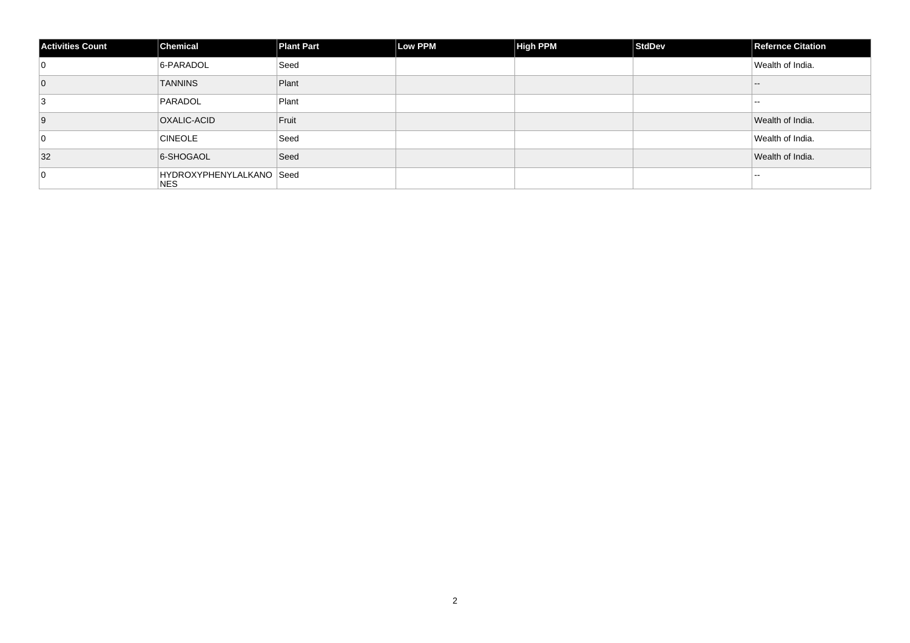| Activities Count | Chemical | Plant Part | Low PPM | High PPM | StdDev | Refernce Citation |
| --- | --- | --- | --- | --- | --- | --- |
| 0 | 6-PARADOL | Seed | | | | Wealth of India. |
| 0 | TANNINS | Plant | | | | -- |
| 3 | PARADOL | Plant | | | | -- |
| 9 | OXALIC-ACID | Fruit | | | | Wealth of India. |
| 0 | CINEOLE | Seed | | | | Wealth of India. |
| 32 | 6-SHOGAOL | Seed | | | | Wealth of India. |
| 0 | HYDROXYPHENYLALKANONES | Seed | | | | -- |